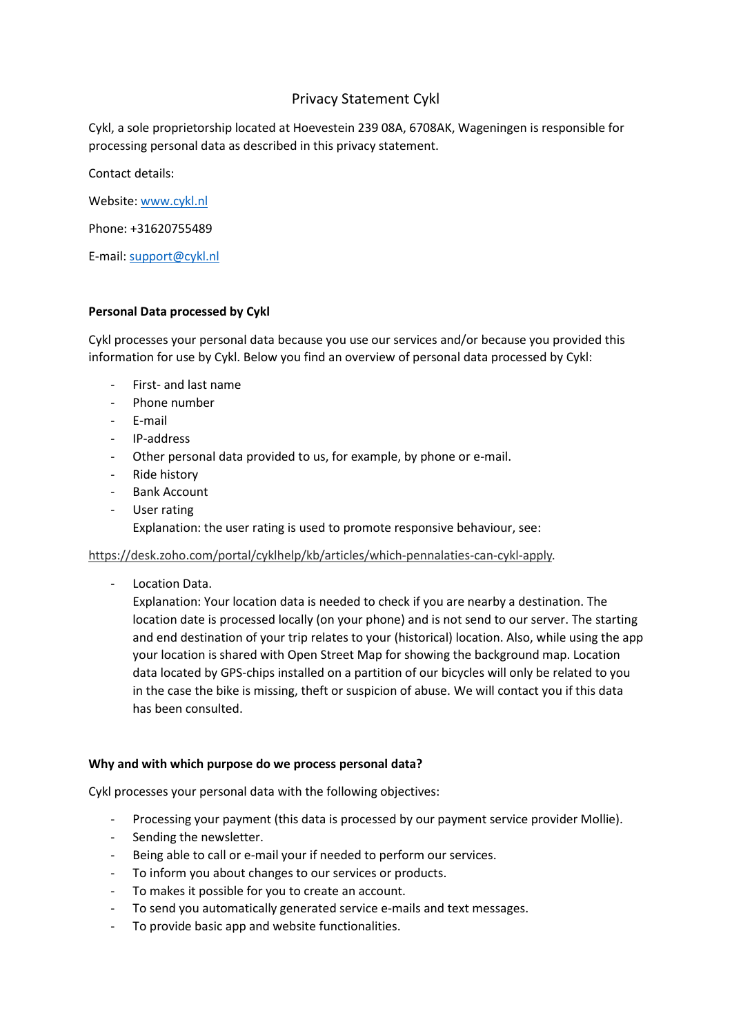# Privacy Statement Cykl

Cykl, a sole proprietorship located at Hoevestein 239 08A, 6708AK, Wageningen is responsible for processing personal data as described in this privacy statement.

Contact details:

Website: www.cykl.nl

Phone: +31620755489

E-mail: support@cykl.nl

**Personal Data processed by Cykl**

Cykl processes your personal data because you use our services and/or because you provided this information for use by Cykl. Below you find an overview of personal data processed by Cykl:

- First- and last name
- Phone number
- E-mail
- IP-address
- Other personal data provided to us, for example, by phone or e-mail.
- Ride history
- Bank Account
- User rating
  Explanation: the user rating is used to promote responsive behaviour, see:

https://desk.zoho.com/portal/cyklhelp/kb/articles/which-pennalaties-can-cykl-apply.

- Location Data.
  Explanation: Your location data is needed to check if you are nearby a destination. The location date is processed locally (on your phone) and is not send to our server. The starting and end destination of your trip relates to your (historical) location. Also, while using the app your location is shared with Open Street Map for showing the background map. Location data located by GPS-chips installed on a partition of our bicycles will only be related to you in the case the bike is missing, theft or suspicion of abuse. We will contact you if this data has been consulted.

**Why and with which purpose do we process personal data?**

Cykl processes your personal data with the following objectives:

- Processing your payment (this data is processed by our payment service provider Mollie).
- Sending the newsletter.
- Being able to call or e-mail your if needed to perform our services.
- To inform you about changes to our services or products.
- To makes it possible for you to create an account.
- To send you automatically generated service e-mails and text messages.
- To provide basic app and website functionalities.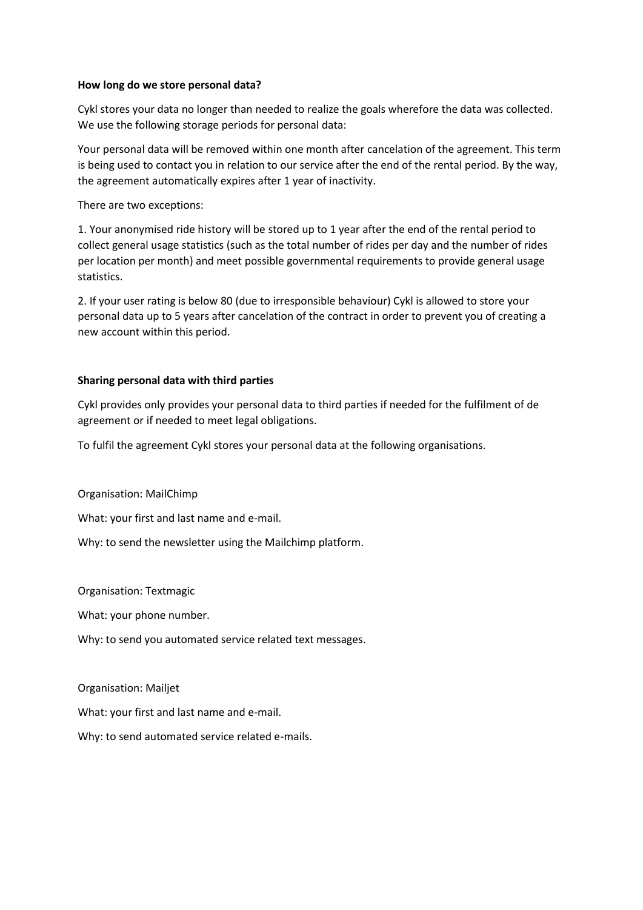**How long do we store personal data?**

Cykl stores your data no longer than needed to realize the goals wherefore the data was collected. We use the following storage periods for personal data:

Your personal data will be removed within one month after cancelation of the agreement. This term is being used to contact you in relation to our service after the end of the rental period. By the way, the agreement automatically expires after 1 year of inactivity.

There are two exceptions:

1. Your anonymised ride history will be stored up to 1 year after the end of the rental period to collect general usage statistics (such as the total number of rides per day and the number of rides per location per month) and meet possible governmental requirements to provide general usage statistics.

2. If your user rating is below 80 (due to irresponsible behaviour) Cykl is allowed to store your personal data up to 5 years after cancelation of the contract in order to prevent you of creating a new account within this period.

**Sharing personal data with third parties**

Cykl provides only provides your personal data to third parties if needed for the fulfilment of de agreement or if needed to meet legal obligations.

To fulfil the agreement Cykl stores your personal data at the following organisations.

Organisation: MailChimp

What: your first and last name and e-mail.

Why: to send the newsletter using the Mailchimp platform.

Organisation: Textmagic

What: your phone number.

Why: to send you automated service related text messages.

Organisation: Mailjet

What: your first and last name and e-mail.

Why: to send automated service related e-mails.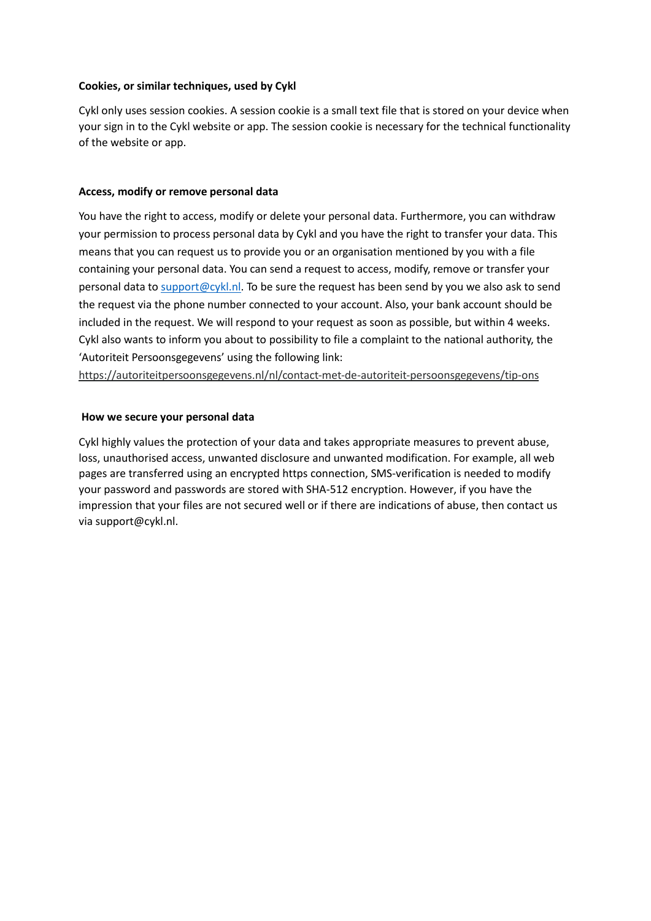**Cookies, or similar techniques, used by Cykl**

Cykl only uses session cookies. A session cookie is a small text file that is stored on your device when your sign in to the Cykl website or app. The session cookie is necessary for the technical functionality of the website or app.

**Access, modify or remove personal data**

You have the right to access, modify or delete your personal data. Furthermore, you can withdraw your permission to process personal data by Cykl and you have the right to transfer your data. This means that you can request us to provide you or an organisation mentioned by you with a file containing your personal data. You can send a request to access, modify, remove or transfer your personal data to [support@cykl.nl](mailto:support@cykl.nl). To be sure the request has been send by you we also ask to send the request via the phone number connected to your account. Also, your bank account should be included in the request. We will respond to your request as soon as possible, but within 4 weeks. Cykl also wants to inform you about to possibility to file a complaint to the national authority, the 'Autoriteit Persoonsgegevens' using the following link: https://autoriteitpersoonsgegevens.nl/nl/contact-met-de-autoriteit-persoonsgegevens/tip-ons

**How we secure your personal data**

Cykl highly values the protection of your data and takes appropriate measures to prevent abuse, loss, unauthorised access, unwanted disclosure and unwanted modification. For example, all web pages are transferred using an encrypted https connection, SMS-verification is needed to modify your password and passwords are stored with SHA-512 encryption. However, if you have the impression that your files are not secured well or if there are indications of abuse, then contact us via support@cykl.nl.